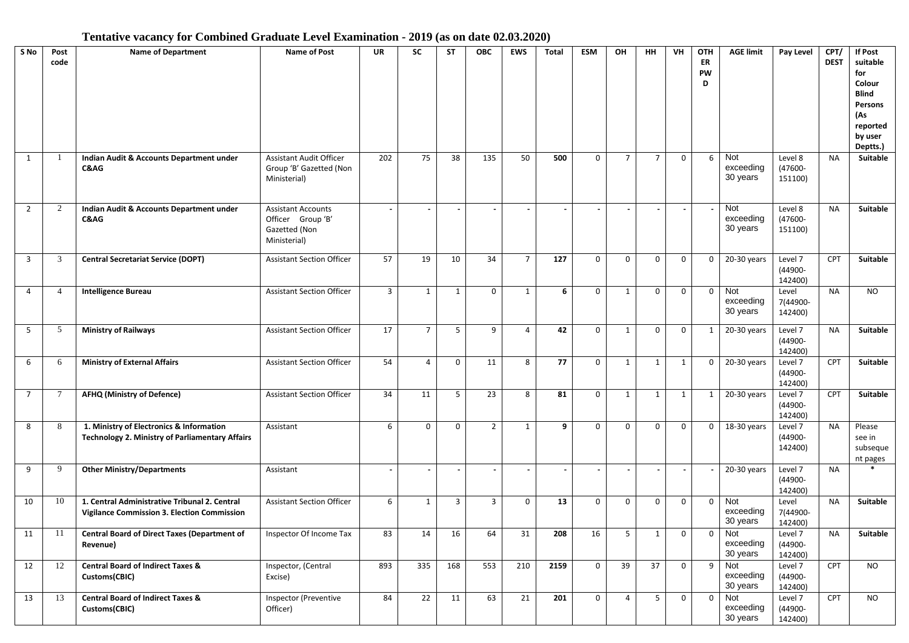# Tentative vacancy for Combined Graduate Level Examination - 2019 (as on date 02.03.2020)

| S No | Post code | Name of Department | Name of Post | UR | SC | ST | OBC | EWS | Total | ESM | OH | HH | VH | OTHER PWD | AGE limit | Pay Level | CPT/ DEST | If Post suitable for Colour Blind Persons (As reported by user Deptts.) |
|---|---|---|---|---|---|---|---|---|---|---|---|---|---|---|---|---|---|---|
| 1 | 1 | **Indian Audit & Accounts Department under C&AG** | Assistant Audit Officer Group 'B' Gazetted (Non Ministerial) | 202 | 75 | 38 | 135 | 50 | **500** | 0 | 7 | 7 | 0 | 6 | Not exceeding 30 years | Level 8 (47600-151100) | NA | **Suitable** |
| 2 | 2 | **Indian Audit & Accounts Department under C&AG** | Assistant Accounts Officer Group 'B' Gazetted (Non Ministerial) | - | - | - | - | - | - | - | - | - | - | - | Not exceeding 30 years | Level 8 (47600-151100) | NA | **Suitable** |
| 3 | 3 | **Central Secretariat Service (DOPT)** | Assistant Section Officer | 57 | 19 | 10 | 34 | 7 | **127** | 0 | 0 | 0 | 0 | 0 | 20-30 years | Level 7 (44900-142400) | CPT | **Suitable** |
| 4 | 4 | **Intelligence Bureau** | Assistant Section Officer | 3 | 1 | 1 | 0 | 1 | **6** | 0 | 1 | 0 | 0 | 0 | Not exceeding 30 years | Level 7(44900-142400) | NA | NO |
| 5 | 5 | **Ministry of Railways** | Assistant Section Officer | 17 | 7 | 5 | 9 | 4 | **42** | 0 | 1 | 0 | 0 | 1 | 20-30 years | Level 7 (44900-142400) | NA | **Suitable** |
| 6 | 6 | **Ministry of External Affairs** | Assistant Section Officer | 54 | 4 | 0 | 11 | 8 | **77** | 0 | 1 | 1 | 1 | 0 | 20-30 years | Level 7 (44900-142400) | CPT | **Suitable** |
| 7 | 7 | **AFHQ (Ministry of Defence)** | Assistant Section Officer | 34 | 11 | 5 | 23 | 8 | **81** | 0 | 1 | 1 | 1 | 1 | 20-30 years | Level 7 (44900-142400) | CPT | **Suitable** |
| 8 | 8 | **1. Ministry of Electronics & Information Technology 2. Ministry of Parliamentary Affairs** | Assistant | 6 | 0 | 0 | 2 | 1 | **9** | 0 | 0 | 0 | 0 | 0 | 18-30 years | Level 7 (44900-142400) | NA | Please see in subsequent pages |
| 9 | 9 | **Other Ministry/Departments** | Assistant | - | - | - | - | - | - | - | - | - | - | - | 20-30 years | Level 7 (44900-142400) | NA | * |
| 10 | 10 | **1. Central Administrative Tribunal 2. Central Vigilance Commission 3. Election Commission** | Assistant Section Officer | 6 | 1 | 3 | 3 | 0 | **13** | 0 | 0 | 0 | 0 | 0 | Not exceeding 30 years | Level 7(44900-142400) | NA | **Suitable** |
| 11 | 11 | **Central Board of Direct Taxes (Department of Revenue)** | Inspector Of Income Tax | 83 | 14 | 16 | 64 | 31 | **208** | 16 | 5 | 1 | 0 | 0 | Not exceeding 30 years | Level 7 (44900-142400) | NA | **Suitable** |
| 12 | 12 | **Central Board of Indirect Taxes & Customs(CBIC)** | Inspector, (Central Excise) | 893 | 335 | 168 | 553 | 210 | **2159** | 0 | 39 | 37 | 0 | 9 | Not exceeding 30 years | Level 7 (44900-142400) | CPT | NO |
| 13 | 13 | **Central Board of Indirect Taxes & Customs(CBIC)** | Inspector (Preventive Officer) | 84 | 22 | 11 | 63 | 21 | **201** | 0 | 4 | 5 | 0 | 0 | Not exceeding 30 years | Level 7 (44900-142400) | CPT | NO |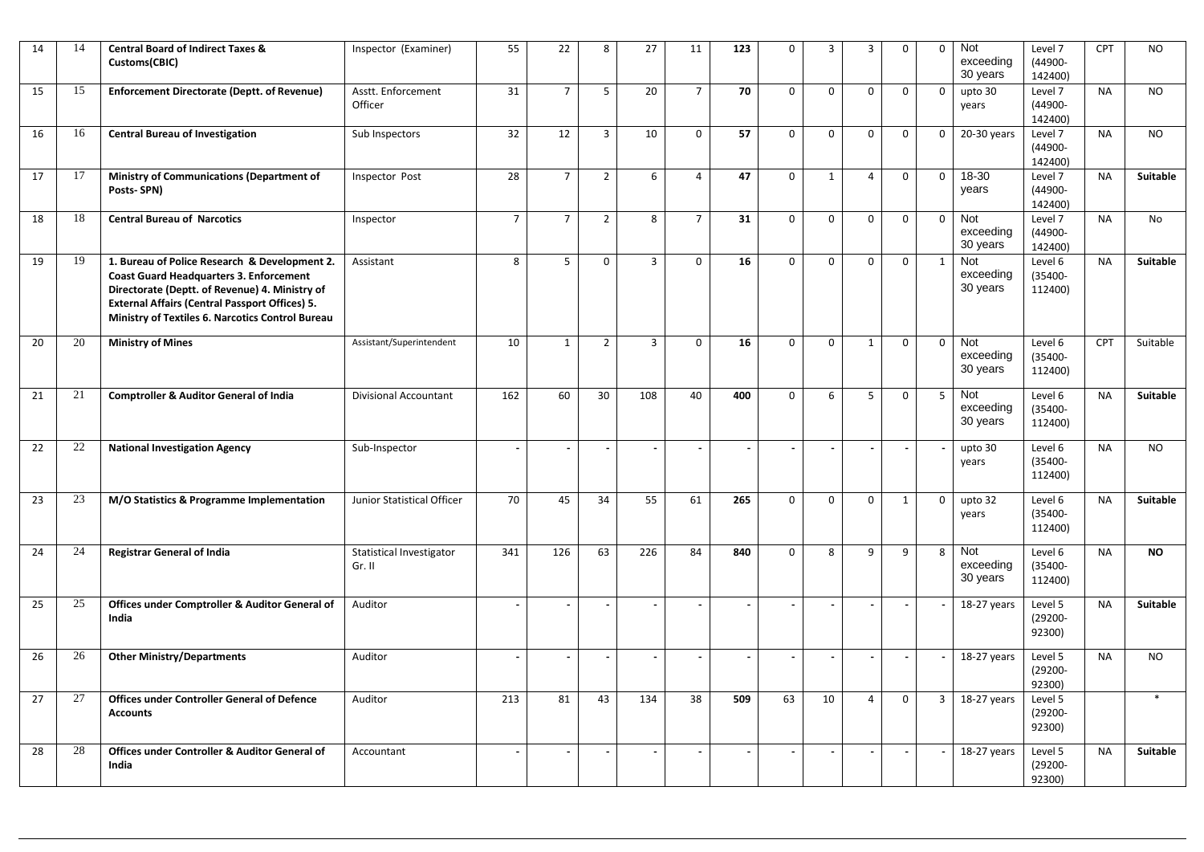| 14 | 14 | **Central Board of Indirect Taxes & Customs(CBIC)** | Inspector (Examiner) | 55 | 22 | 8 | 27 | 11 | **123** | 0 | 3 | 3 | 0 | 0 | Not exceeding 30 years | Level 7 (44900-142400) | CPT | NO |
|---|---|---|---|---|---|---|---|---|---|---|---|---|---|---|---|---|---|---|
| 15 | 15 | **Enforcement Directorate (Deptt. of Revenue)** | Asstt. Enforcement Officer | 31 | 7 | 5 | 20 | 7 | **70** | 0 | 0 | 0 | 0 | 0 | upto 30 years | Level 7 (44900-142400) | NA | NO |
| 16 | 16 | **Central Bureau of Investigation** | Sub Inspectors | 32 | 12 | 3 | 10 | 0 | **57** | 0 | 0 | 0 | 0 | 0 | 20-30 years | Level 7 (44900-142400) | NA | NO |
| 17 | 17 | **Ministry of Communications (Department of Posts- SPN)** | Inspector Post | 28 | 7 | 2 | 6 | 4 | **47** | 0 | 1 | 4 | 0 | 0 | 18-30 years | Level 7 (44900-142400) | NA | **Suitable** |
| 18 | 18 | **Central Bureau of Narcotics** | Inspector | 7 | 7 | 2 | 8 | 7 | **31** | 0 | 0 | 0 | 0 | 0 | Not exceeding 30 years | Level 7 (44900-142400) | NA | No |
| 19 | 19 | **1. Bureau of Police Research & Development 2. Coast Guard Headquarters 3. Enforcement Directorate (Deptt. of Revenue) 4. Ministry of External Affairs (Central Passport Offices) 5. Ministry of Textiles 6. Narcotics Control Bureau** | Assistant | 8 | 5 | 0 | 3 | 0 | **16** | 0 | 0 | 0 | 0 | 1 | Not exceeding 30 years | Level 6 (35400-112400) | NA | **Suitable** |
| 20 | 20 | **Ministry of Mines** | Assistant/Superintendent | 10 | 1 | 2 | 3 | 0 | **16** | 0 | 0 | 1 | 0 | 0 | Not exceeding 30 years | Level 6 (35400-112400) | CPT | Suitable |
| 21 | 21 | **Comptroller & Auditor General of India** | Divisional Accountant | 162 | 60 | 30 | 108 | 40 | **400** | 0 | 6 | 5 | 0 | 5 | Not exceeding 30 years | Level 6 (35400-112400) | NA | **Suitable** |
| 22 | 22 | **National Investigation Agency** | Sub-Inspector | - | - | - | - | - | - | - | - | - | - | - | upto 30 years | Level 6 (35400-112400) | NA | NO |
| 23 | 23 | **M/O Statistics & Programme Implementation** | Junior Statistical Officer | 70 | 45 | 34 | 55 | 61 | **265** | 0 | 0 | 0 | 1 | 0 | upto 32 years | Level 6 (35400-112400) | NA | **Suitable** |
| 24 | 24 | **Registrar General of India** | Statistical Investigator Gr. II | 341 | 126 | 63 | 226 | 84 | **840** | 0 | 8 | 9 | 9 | 8 | Not exceeding 30 years | Level 6 (35400-112400) | NA | **NO** |
| 25 | 25 | **Offices under Comptroller & Auditor General of India** | Auditor | - | - | - | - | - | - | - | - | - | - | - | 18-27 years | Level 5 (29200-92300) | NA | **Suitable** |
| 26 | 26 | **Other Ministry/Departments** | Auditor | - | - | - | - | - | - | - | - | - | - | - | 18-27 years | Level 5 (29200-92300) | NA | NO |
| 27 | 27 | **Offices under Controller General of Defence Accounts** | Auditor | 213 | 81 | 43 | 134 | 38 | **509** | 63 | 10 | 4 | 0 | 3 | 18-27 years | Level 5 (29200-92300) | | * |
| 28 | 28 | **Offices under Controller & Auditor General of India** | Accountant | - | - | - | - | - | - | - | - | - | - | - | 18-27 years | Level 5 (29200-92300) | NA | **Suitable** |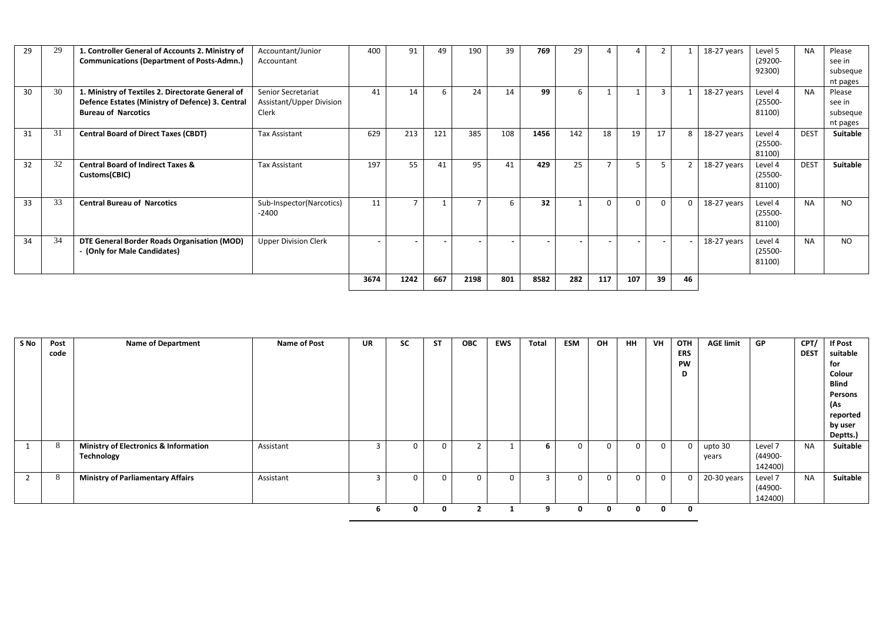| | | | | | | | | | | | | | | | | | | | |
|---|---|---|---|---|---|---|---|---|---|---|---|---|---|---|---|---|---|---|---|
| 29 | 29 | **1. Controller General of Accounts 2. Ministry of Communications (Department of Posts-Admn.)** | Accountant/Junior Accountant | 400 | 91 | 49 | 190 | 39 | **769** | 29 | 4 | 4 | 2 | 1 | 18-27 years | Level 5 (29200-92300) | NA | Please see in subsequent pages |
| 30 | 30 | **1. Ministry of Textiles 2. Directorate General of Defence Estates (Ministry of Defence) 3. Central Bureau of Narcotics** | Senior Secretariat Assistant/Upper Division Clerk | 41 | 14 | 6 | 24 | 14 | **99** | 6 | 1 | 1 | 3 | 1 | 18-27 years | Level 4 (25500-81100) | NA | Please see in subsequent pages |
| 31 | 31 | **Central Board of Direct Taxes (CBDT)** | Tax Assistant | 629 | 213 | 121 | 385 | 108 | **1456** | 142 | 18 | 19 | 17 | 8 | 18-27 years | Level 4 (25500-81100) | DEST | **Suitable** |
| 32 | 32 | **Central Board of Indirect Taxes & Customs(CBIC)** | Tax Assistant | 197 | 55 | 41 | 95 | 41 | **429** | 25 | 7 | 5 | 5 | 2 | 18-27 years | Level 4 (25500-81100) | DEST | **Suitable** |
| 33 | 33 | **Central Bureau of Narcotics** | Sub-Inspector(Narcotics) -2400 | 11 | 7 | 1 | 7 | 6 | **32** | 1 | 0 | 0 | 0 | 0 | 18-27 years | Level 4 (25500-81100) | NA | NO |
| 34 | 34 | **DTE General Border Roads Organisation (MOD) - (Only for Male Candidates)** | Upper Division Clerk | - | - | - | - | - | - | - | - | - | - | - | 18-27 years | Level 4 (25500-81100) | NA | NO |
| | | | | **3674** | **1242** | **667** | **2198** | **801** | **8582** | **282** | **117** | **107** | **39** | **46** | | | | |

| S No | Post code | Name of Department | Name of Post | UR | SC | ST | OBC | EWS | Total | ESM | OH | HH | VH | OTHERS PWD | AGE limit | GP | CPT/ DEST | If Post suitable for Colour Blind Persons (As reported by user Deptts.) |
|---|---|---|---|---|---|---|---|---|---|---|---|---|---|---|---|---|---|---|
| 1 | 8 | **Ministry of Electronics & Information Technology** | Assistant | 3 | 0 | 0 | 2 | 1 | **6** | 0 | 0 | 0 | 0 | 0 | upto 30 years | Level 7 (44900-142400) | NA | **Suitable** |
| 2 | 8 | **Ministry of Parliamentary Affairs** | Assistant | 3 | 0 | 0 | 0 | 0 | 3 | 0 | 0 | 0 | 0 | 0 | 20-30 years | Level 7 (44900-142400) | NA | **Suitable** |
| | | | | **6** | **0** | **0** | **2** | **1** | **9** | **0** | **0** | **0** | **0** | **0** | | | | |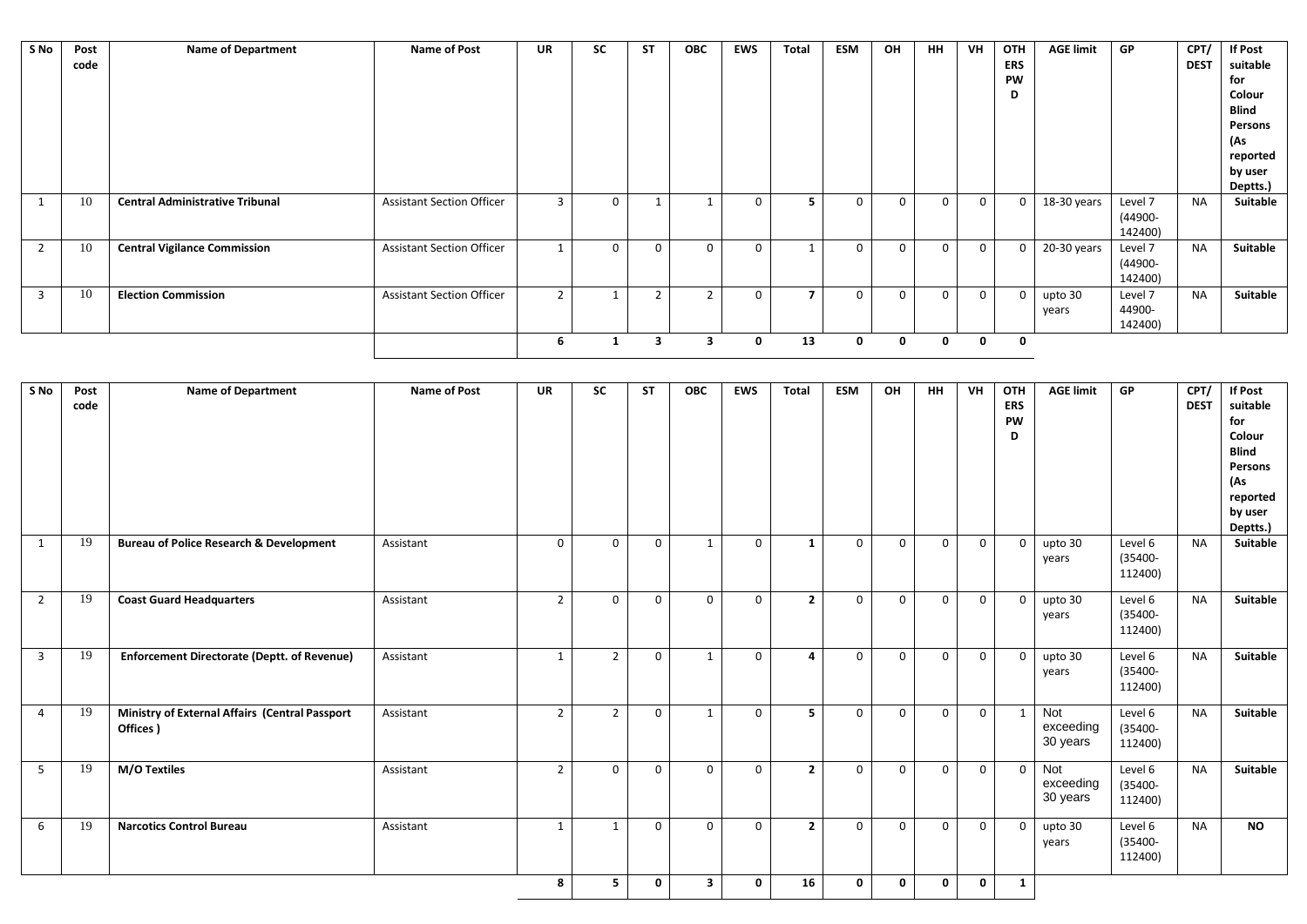| S No | Post code | Name of Department | Name of Post | UR | SC | ST | OBC | EWS | Total | ESM | OH | HH | VH | OTHERS PWD | AGE limit | GP | CPT/ DEST | If Post suitable for Colour Blind Persons (As reported by user Deptts.) |
|---|---|---|---|---|---|---|---|---|---|---|---|---|---|---|---|---|---|---|
| 1 | 10 | **Central Administrative Tribunal** | Assistant Section Officer | 3 | 0 | 1 | 1 | 0 | **5** | 0 | 0 | 0 | 0 | 0 | 18-30 years | Level 7 (44900-142400) | NA | **Suitable** |
| 2 | 10 | **Central Vigilance Commission** | Assistant Section Officer | 1 | 0 | 0 | 0 | 0 | 1 | 0 | 0 | 0 | 0 | 0 | 20-30 years | Level 7 (44900-142400) | NA | **Suitable** |
| 3 | 10 | **Election Commission** | Assistant Section Officer | 2 | 1 | 2 | 2 | 0 | **7** | 0 | 0 | 0 | 0 | 0 | upto 30 years | Level 7 44900-142400) | NA | **Suitable** |
| | | | | **6** | **1** | **3** | **3** | **0** | **13** | **0** | **0** | **0** | **0** | **0** | | | | |

| S No | Post code | Name of Department | Name of Post | UR | SC | ST | OBC | EWS | Total | ESM | OH | HH | VH | OTHERS PWD | AGE limit | GP | CPT/ DEST | If Post suitable for Colour Blind Persons (As reported by user Deptts.) |
|---|---|---|---|---|---|---|---|---|---|---|---|---|---|---|---|---|---|---|
| 1 | 19 | **Bureau of Police Research & Development** | Assistant | 0 | 0 | 0 | 1 | 0 | **1** | 0 | 0 | 0 | 0 | 0 | upto 30 years | Level 6 (35400-112400) | NA | **Suitable** |
| 2 | 19 | **Coast Guard Headquarters** | Assistant | 2 | 0 | 0 | 0 | 0 | **2** | 0 | 0 | 0 | 0 | 0 | upto 30 years | Level 6 (35400-112400) | NA | **Suitable** |
| 3 | 19 | **Enforcement Directorate (Deptt. of Revenue)** | Assistant | 1 | 2 | 0 | 1 | 0 | **4** | 0 | 0 | 0 | 0 | 0 | upto 30 years | Level 6 (35400-112400) | NA | **Suitable** |
| 4 | 19 | **Ministry of External Affairs (Central Passport Offices )** | Assistant | 2 | 2 | 0 | 1 | 0 | **5** | 0 | 0 | 0 | 0 | 1 | Not exceeding 30 years | Level 6 (35400-112400) | NA | **Suitable** |
| 5 | 19 | **M/O Textiles** | Assistant | 2 | 0 | 0 | 0 | 0 | **2** | 0 | 0 | 0 | 0 | 0 | Not exceeding 30 years | Level 6 (35400-112400) | NA | **Suitable** |
| 6 | 19 | **Narcotics Control Bureau** | Assistant | 1 | 1 | 0 | 0 | 0 | **2** | 0 | 0 | 0 | 0 | 0 | upto 30 years | Level 6 (35400-112400) | NA | **NO** |
| | | | | **8** | **5** | **0** | **3** | **0** | **16** | **0** | **0** | **0** | **0** | **1** | | | | |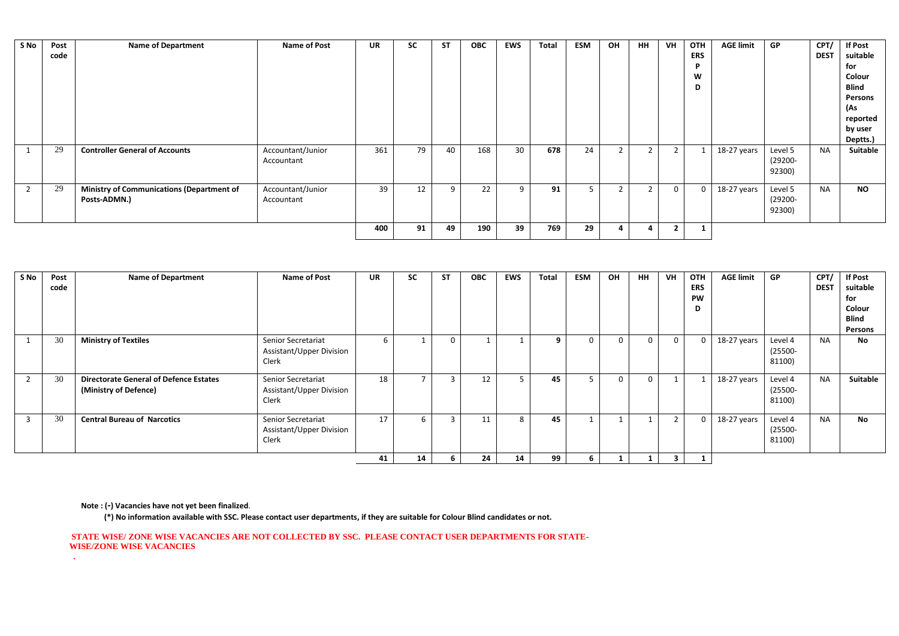| S No | Post code | Name of Department | Name of Post | UR | SC | ST | OBC | EWS | Total | ESM | OH | HH | VH | OTHERS PWD | AGE limit | GP | CPT/ DEST | If Post suitable for Colour Blind Persons (As reported by user Deptts.) |
|---|---|---|---|---|---|---|---|---|---|---|---|---|---|---|---|---|---|---|
| 1 | 29 | **Controller General of Accounts** | Accountant/Junior Accountant | 361 | 79 | 40 | 168 | 30 | **678** | 24 | 2 | 2 | 2 | 1 | 18-27 years | Level 5 (29200-92300) | NA | **Suitable** |
| 2 | 29 | **Ministry of Communications (Department of Posts-ADMN.)** | Accountant/Junior Accountant | 39 | 12 | 9 | 22 | 9 | **91** | 5 | 2 | 2 | 0 | 0 | 18-27 years | Level 5 (29200-92300) | NA | **NO** |
| | | | | **400** | **91** | **49** | **190** | **39** | **769** | **29** | **4** | **4** | **2** | **1** | | | | |

| S No | Post code | Name of Department | Name of Post | UR | SC | ST | OBC | EWS | Total | ESM | OH | HH | VH | OTHERS PWD | AGE limit | GP | CPT/ DEST | If Post suitable for Colour Blind Persons |
|---|---|---|---|---|---|---|---|---|---|---|---|---|---|---|---|---|---|---|
| 1 | 30 | **Ministry of Textiles** | Senior Secretariat Assistant/Upper Division Clerk | 6 | 1 | 0 | 1 | 1 | **9** | 0 | 0 | 0 | 0 | 0 | 18-27 years | Level 4 (25500-81100) | NA | **No** |
| 2 | 30 | **Directorate General of Defence Estates (Ministry of Defence)** | Senior Secretariat Assistant/Upper Division Clerk | 18 | 7 | 3 | 12 | 5 | **45** | 5 | 0 | 0 | 1 | 1 | 18-27 years | Level 4 (25500-81100) | NA | **Suitable** |
| 3 | 30 | **Central Bureau of Narcotics** | Senior Secretariat Assistant/Upper Division Clerk | 17 | 6 | 3 | 11 | 8 | **45** | 1 | 1 | 1 | 2 | 0 | 18-27 years | Level 4 (25500-81100) | NA | **No** |
| | | | | **41** | **14** | **6** | **24** | **14** | **99** | **6** | **1** | **1** | **3** | **1** | | | | |

**Note : (-) Vacancies have not yet been finalized**.

**(*) No information available with SSC. Please contact user departments, if they are suitable for Colour Blind candidates or not.**

**STATE WISE/ ZONE WISE VACANCIES ARE NOT COLLECTED BY SSC. PLEASE CONTACT USER DEPARTMENTS FOR STATE-WISE/ZONE WISE VACANCIES**